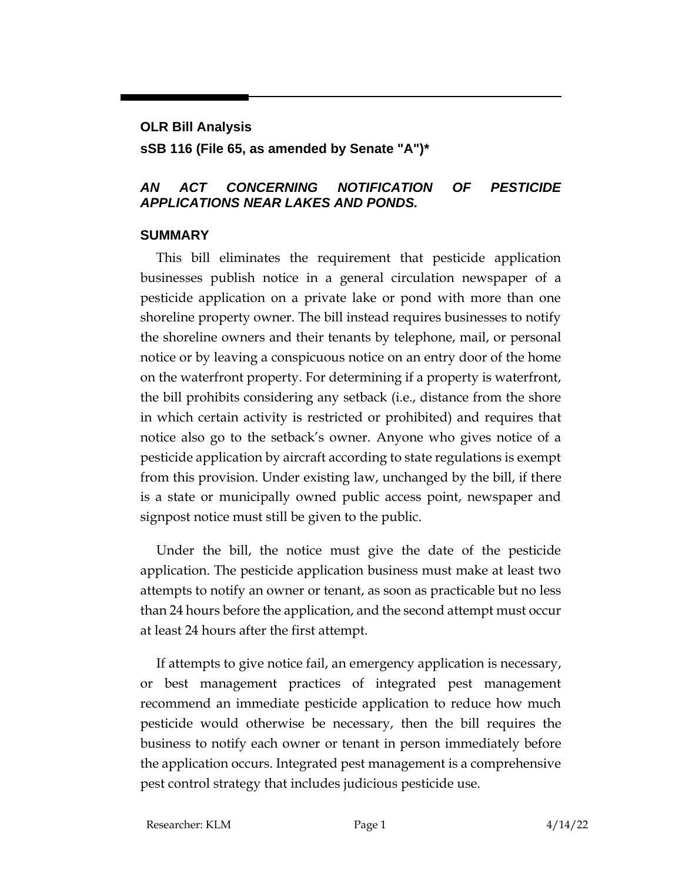**OLR Bill Analysis**

**sSB 116 (File 65, as amended by Senate "A")***

***AN ACT CONCERNING NOTIFICATION OF PESTICIDE APPLICATIONS NEAR LAKES AND PONDS.***

## SUMMARY

This bill eliminates the requirement that pesticide application businesses publish notice in a general circulation newspaper of a pesticide application on a private lake or pond with more than one shoreline property owner. The bill instead requires businesses to notify the shoreline owners and their tenants by telephone, mail, or personal notice or by leaving a conspicuous notice on an entry door of the home on the waterfront property. For determining if a property is waterfront, the bill prohibits considering any setback (i.e., distance from the shore in which certain activity is restricted or prohibited) and requires that notice also go to the setback's owner. Anyone who gives notice of a pesticide application by aircraft according to state regulations is exempt from this provision. Under existing law, unchanged by the bill, if there is a state or municipally owned public access point, newspaper and signpost notice must still be given to the public.

Under the bill, the notice must give the date of the pesticide application. The pesticide application business must make at least two attempts to notify an owner or tenant, as soon as practicable but no less than 24 hours before the application, and the second attempt must occur at least 24 hours after the first attempt.

If attempts to give notice fail, an emergency application is necessary, or best management practices of integrated pest management recommend an immediate pesticide application to reduce how much pesticide would otherwise be necessary, then the bill requires the business to notify each owner or tenant in person immediately before the application occurs. Integrated pest management is a comprehensive pest control strategy that includes judicious pesticide use.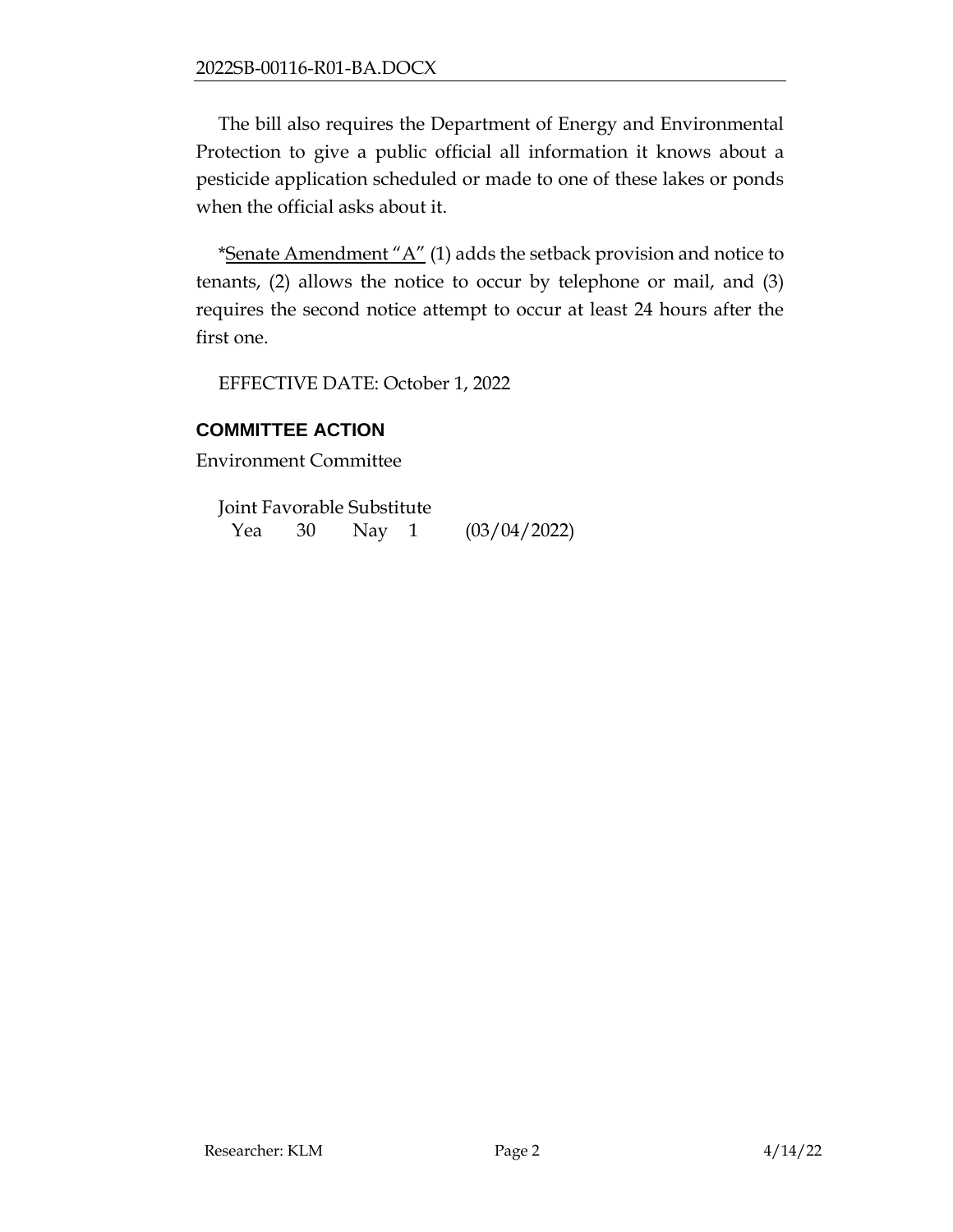The bill also requires the Department of Energy and Environmental Protection to give a public official all information it knows about a pesticide application scheduled or made to one of these lakes or ponds when the official asks about it.

*Senate Amendment "A" (1) adds the setback provision and notice to tenants, (2) allows the notice to occur by telephone or mail, and (3) requires the second notice attempt to occur at least 24 hours after the first one.

EFFECTIVE DATE: October 1, 2022

## COMMITTEE ACTION

Environment Committee

Joint Favorable Substitute
Yea 30 Nay 1 (03/04/2022)